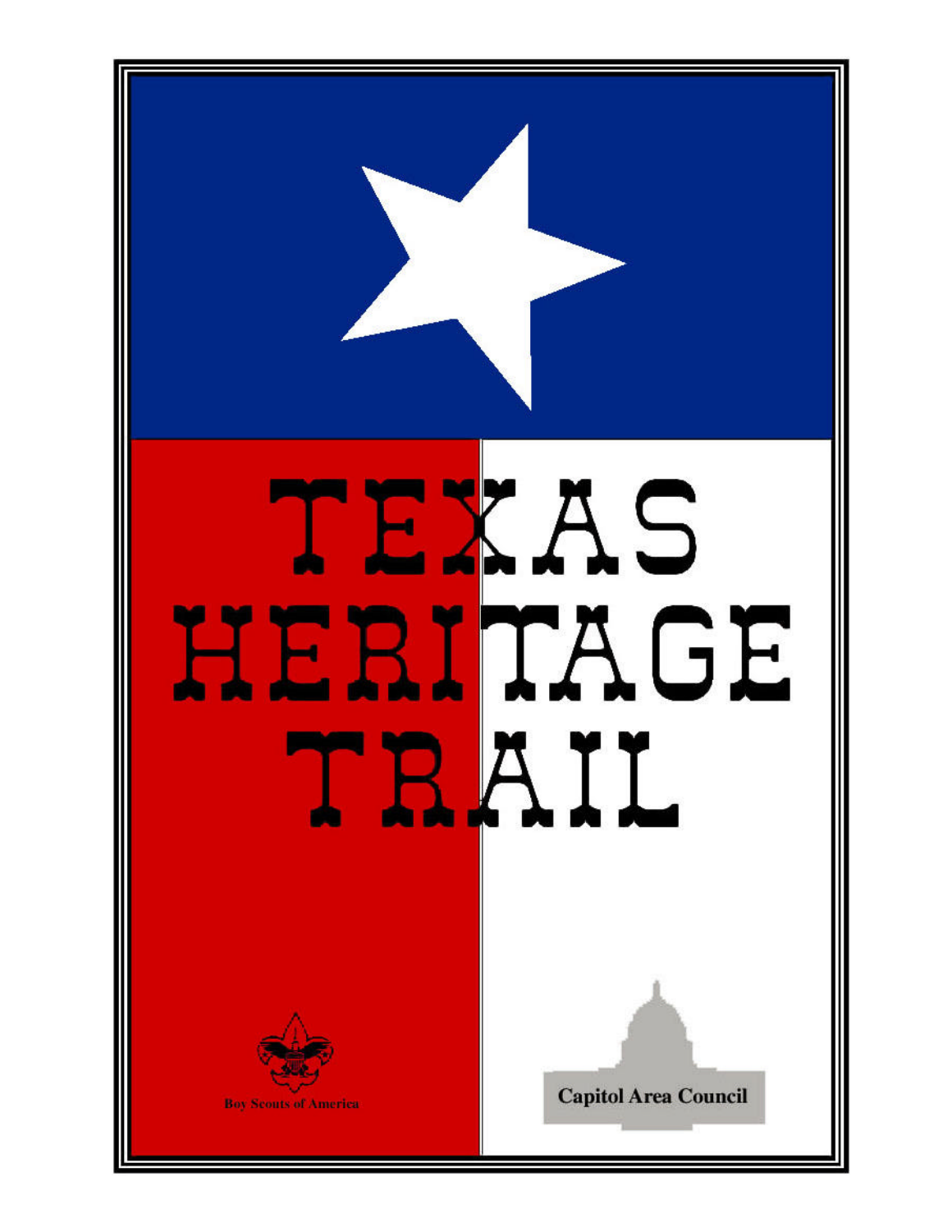# TEXAS HERITAGE TRAIL

Boy Scouts of America

Capitol Area Council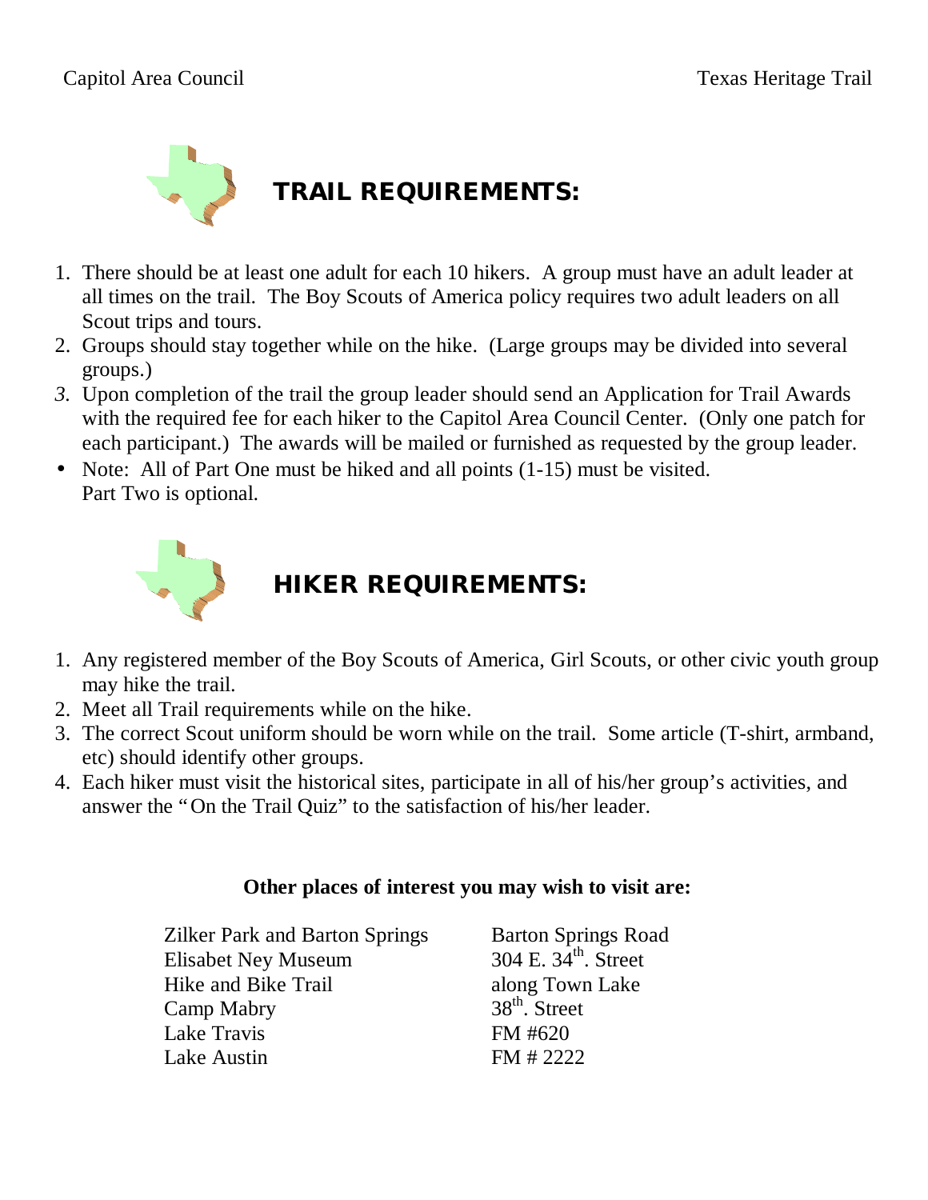## TRAIL REQUIREMENTS:

1. There should be at least one adult for each 10 hikers. A group must have an adult leader at all times on the trail. The Boy Scouts of America policy requires two adult leaders on all Scout trips and tours.
2. Groups should stay together while on the hike. (Large groups may be divided into several groups.)
3. Upon completion of the trail the group leader should send an Application for Trail Awards with the required fee for each hiker to the Capitol Area Council Center. (Only one patch for each participant.) The awards will be mailed or furnished as requested by the group leader.

- Note: All of Part One must be hiked and all points (1-15) must be visited. Part Two is optional.

## HIKER REQUIREMENTS:

1. Any registered member of the Boy Scouts of America, Girl Scouts, or other civic youth group may hike the trail.
2. Meet all Trail requirements while on the hike.
3. The correct Scout uniform should be worn while on the trail. Some article (T-shirt, armband, etc) should identify other groups.
4. Each hiker must visit the historical sites, participate in all of his/her group's activities, and answer the "On the Trail Quiz" to the satisfaction of his/her leader.

**Other places of interest you may wish to visit are:**

| | |
|---|---|
| Zilker Park and Barton Springs | Barton Springs Road |
| Elisabet Ney Museum | 304 E. 34th. Street |
| Hike and Bike Trail | along Town Lake |
| Camp Mabry | 38th. Street |
| Lake Travis | FM #620 |
| Lake Austin | FM # 2222 |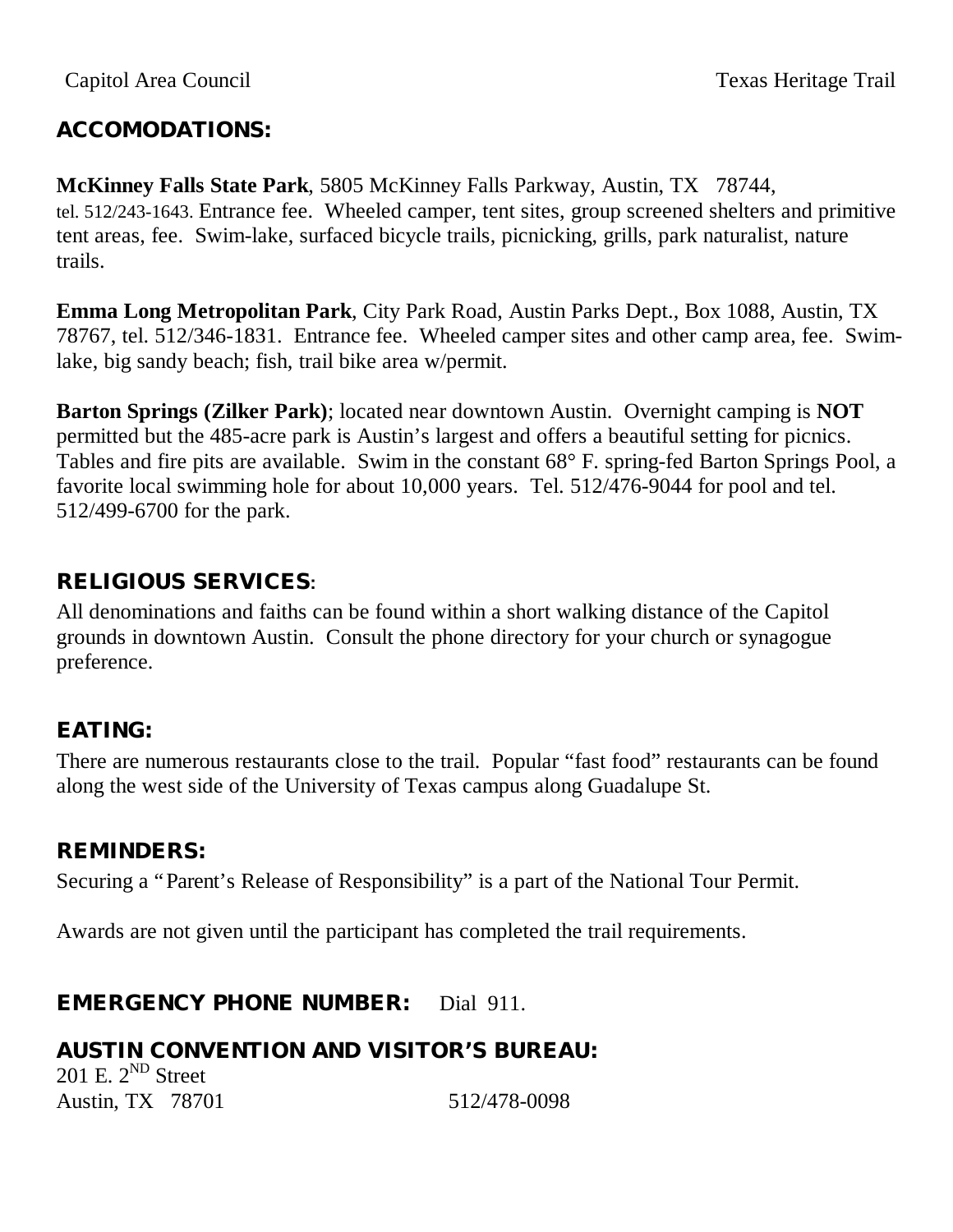## ACCOMODATIONS:

**McKinney Falls State Park**, 5805 McKinney Falls Parkway, Austin, TX 78744, tel. 512/243-1643. Entrance fee. Wheeled camper, tent sites, group screened shelters and primitive tent areas, fee. Swim-lake, surfaced bicycle trails, picnicking, grills, park naturalist, nature trails.

**Emma Long Metropolitan Park**, City Park Road, Austin Parks Dept., Box 1088, Austin, TX 78767, tel. 512/346-1831. Entrance fee. Wheeled camper sites and other camp area, fee. Swim-lake, big sandy beach; fish, trail bike area w/permit.

**Barton Springs (Zilker Park)**; located near downtown Austin. Overnight camping is **NOT** permitted but the 485-acre park is Austin's largest and offers a beautiful setting for picnics. Tables and fire pits are available. Swim in the constant 68° F. spring-fed Barton Springs Pool, a favorite local swimming hole for about 10,000 years. Tel. 512/476-9044 for pool and tel. 512/499-6700 for the park.

## RELIGIOUS SERVICES:

All denominations and faiths can be found within a short walking distance of the Capitol grounds in downtown Austin. Consult the phone directory for your church or synagogue preference.

## EATING:

There are numerous restaurants close to the trail. Popular "fast food" restaurants can be found along the west side of the University of Texas campus along Guadalupe St.

## REMINDERS:

Securing a "Parent's Release of Responsibility" is a part of the National Tour Permit.

Awards are not given until the participant has completed the trail requirements.

## EMERGENCY PHONE NUMBER: Dial 911.

## AUSTIN CONVENTION AND VISITOR'S BUREAU:

201 E. 2ND Street
Austin, TX 78701 512/478-0098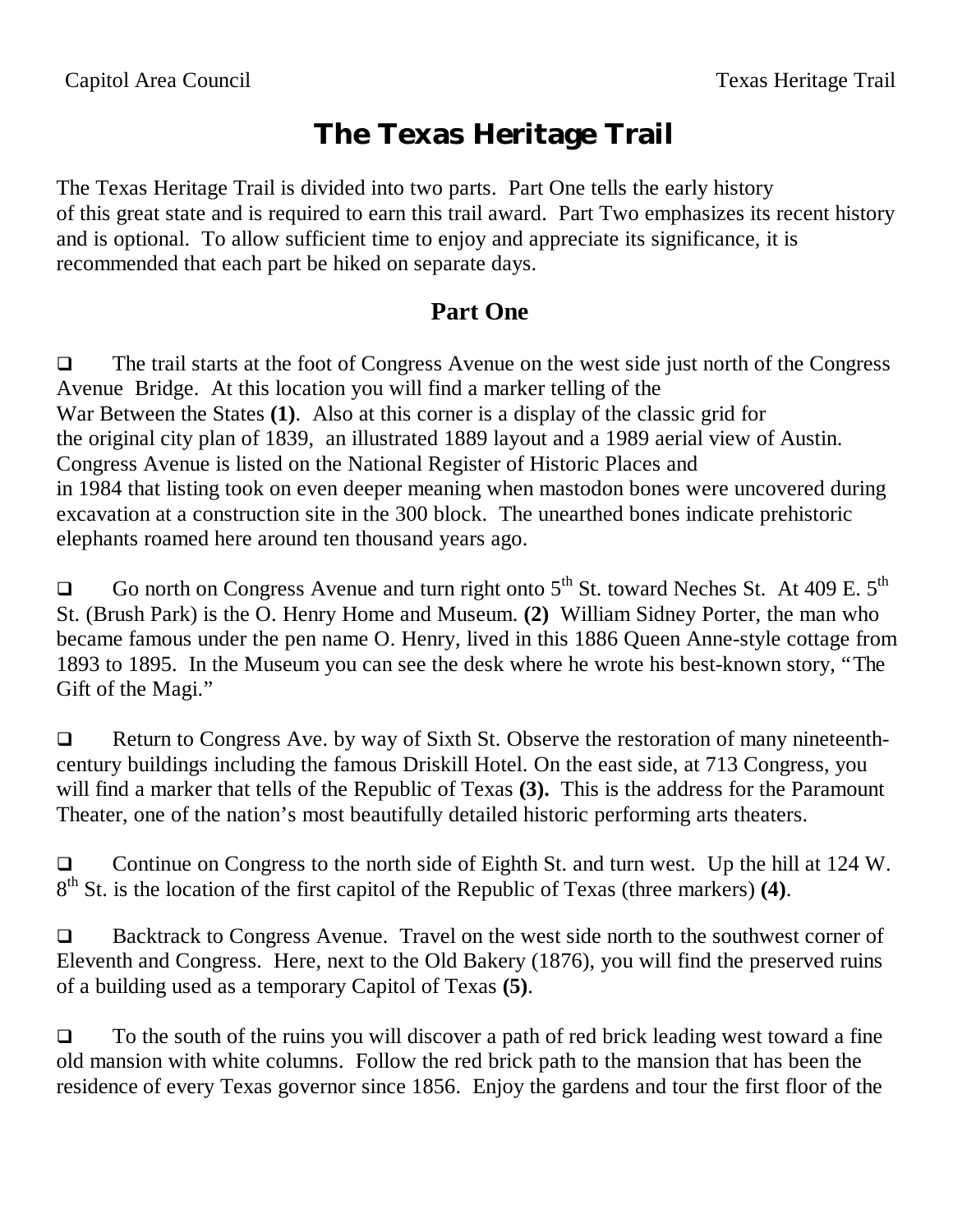# The Texas Heritage Trail

The Texas Heritage Trail is divided into two parts. Part One tells the early history of this great state and is required to earn this trail award. Part Two emphasizes its recent history and is optional. To allow sufficient time to enjoy and appreciate its significance, it is recommended that each part be hiked on separate days.

## Part One

- ❑ The trail starts at the foot of Congress Avenue on the west side just north of the Congress Avenue Bridge. At this location you will find a marker telling of the War Between the States **(1)**. Also at this corner is a display of the classic grid for the original city plan of 1839, an illustrated 1889 layout and a 1989 aerial view of Austin. Congress Avenue is listed on the National Register of Historic Places and in 1984 that listing took on even deeper meaning when mastodon bones were uncovered during excavation at a construction site in the 300 block. The unearthed bones indicate prehistoric elephants roamed here around ten thousand years ago.

- ❑ Go north on Congress Avenue and turn right onto 5th St. toward Neches St. At 409 E. 5th St. (Brush Park) is the O. Henry Home and Museum. **(2)** William Sidney Porter, the man who became famous under the pen name O. Henry, lived in this 1886 Queen Anne-style cottage from 1893 to 1895. In the Museum you can see the desk where he wrote his best-known story, "The Gift of the Magi."

- ❑ Return to Congress Ave. by way of Sixth St. Observe the restoration of many nineteenth-century buildings including the famous Driskill Hotel. On the east side, at 713 Congress, you will find a marker that tells of the Republic of Texas **(3).** This is the address for the Paramount Theater, one of the nation's most beautifully detailed historic performing arts theaters.

- ❑ Continue on Congress to the north side of Eighth St. and turn west. Up the hill at 124 W. 8th St. is the location of the first capitol of the Republic of Texas (three markers) **(4)**.

- ❑ Backtrack to Congress Avenue. Travel on the west side north to the southwest corner of Eleventh and Congress. Here, next to the Old Bakery (1876), you will find the preserved ruins of a building used as a temporary Capitol of Texas **(5)**.

- ❑ To the south of the ruins you will discover a path of red brick leading west toward a fine old mansion with white columns. Follow the red brick path to the mansion that has been the residence of every Texas governor since 1856. Enjoy the gardens and tour the first floor of the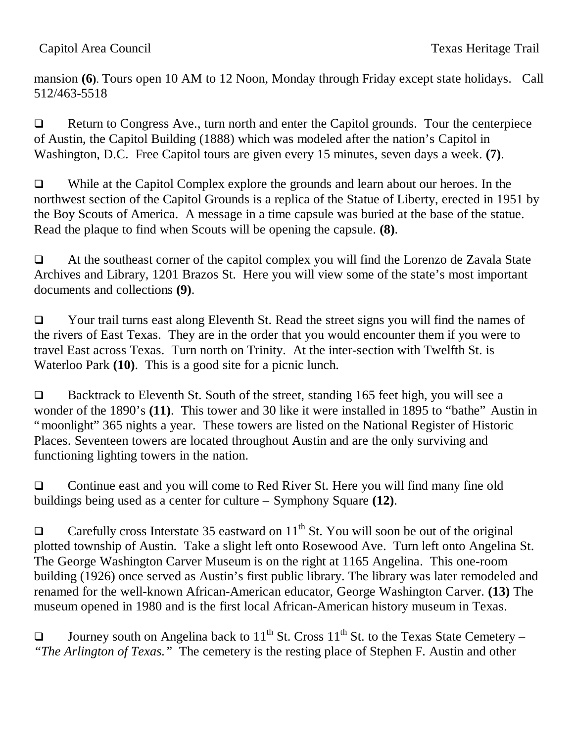mansion **(6)**. Tours open 10 AM to 12 Noon, Monday through Friday except state holidays. Call 512/463-5518

- ❑ Return to Congress Ave., turn north and enter the Capitol grounds. Tour the centerpiece of Austin, the Capitol Building (1888) which was modeled after the nation's Capitol in Washington, D.C. Free Capitol tours are given every 15 minutes, seven days a week. **(7)**.

- ❑ While at the Capitol Complex explore the grounds and learn about our heroes. In the northwest section of the Capitol Grounds is a replica of the Statue of Liberty, erected in 1951 by the Boy Scouts of America. A message in a time capsule was buried at the base of the statue. Read the plaque to find when Scouts will be opening the capsule. **(8)**.

- ❑ At the southeast corner of the capitol complex you will find the Lorenzo de Zavala State Archives and Library, 1201 Brazos St. Here you will view some of the state's most important documents and collections **(9)**.

- ❑ Your trail turns east along Eleventh St. Read the street signs you will find the names of the rivers of East Texas. They are in the order that you would encounter them if you were to travel East across Texas. Turn north on Trinity. At the inter-section with Twelfth St. is Waterloo Park **(10)**. This is a good site for a picnic lunch.

- ❑ Backtrack to Eleventh St. South of the street, standing 165 feet high, you will see a wonder of the 1890's **(11)**. This tower and 30 like it were installed in 1895 to "bathe" Austin in "moonlight" 365 nights a year. These towers are listed on the National Register of Historic Places. Seventeen towers are located throughout Austin and are the only surviving and functioning lighting towers in the nation.

- ❑ Continue east and you will come to Red River St. Here you will find many fine old buildings being used as a center for culture – Symphony Square **(12)**.

- ❑ Carefully cross Interstate 35 eastward on 11th St. You will soon be out of the original plotted township of Austin. Take a slight left onto Rosewood Ave. Turn left onto Angelina St. The George Washington Carver Museum is on the right at 1165 Angelina. This one-room building (1926) once served as Austin's first public library. The library was later remodeled and renamed for the well-known African-American educator, George Washington Carver. **(13)** The museum opened in 1980 and is the first local African-American history museum in Texas.

- ❑ Journey south on Angelina back to 11th St. Cross 11th St. to the Texas State Cemetery – *"The Arlington of Texas."* The cemetery is the resting place of Stephen F. Austin and other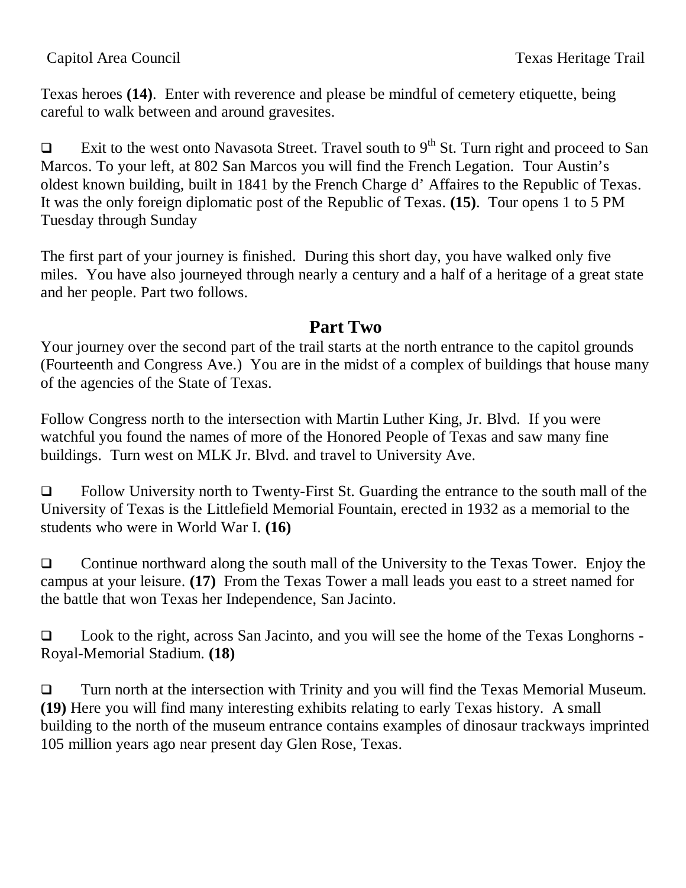Texas heroes **(14)**. Enter with reverence and please be mindful of cemetery etiquette, being careful to walk between and around gravesites.

- ❑ Exit to the west onto Navasota Street. Travel south to 9th St. Turn right and proceed to San Marcos. To your left, at 802 San Marcos you will find the French Legation. Tour Austin's oldest known building, built in 1841 by the French Charge d' Affaires to the Republic of Texas. It was the only foreign diplomatic post of the Republic of Texas. **(15)**. Tour opens 1 to 5 PM Tuesday through Sunday

The first part of your journey is finished. During this short day, you have walked only five miles. You have also journeyed through nearly a century and a half of a heritage of a great state and her people. Part two follows.

## Part Two

Your journey over the second part of the trail starts at the north entrance to the capitol grounds (Fourteenth and Congress Ave.) You are in the midst of a complex of buildings that house many of the agencies of the State of Texas.

Follow Congress north to the intersection with Martin Luther King, Jr. Blvd. If you were watchful you found the names of more of the Honored People of Texas and saw many fine buildings. Turn west on MLK Jr. Blvd. and travel to University Ave.

- ❑ Follow University north to Twenty-First St. Guarding the entrance to the south mall of the University of Texas is the Littlefield Memorial Fountain, erected in 1932 as a memorial to the students who were in World War I. **(16)**

- ❑ Continue northward along the south mall of the University to the Texas Tower. Enjoy the campus at your leisure. **(17)** From the Texas Tower a mall leads you east to a street named for the battle that won Texas her Independence, San Jacinto.

- ❑ Look to the right, across San Jacinto, and you will see the home of the Texas Longhorns - Royal-Memorial Stadium. **(18)**

- ❑ Turn north at the intersection with Trinity and you will find the Texas Memorial Museum. **(19)** Here you will find many interesting exhibits relating to early Texas history. A small building to the north of the museum entrance contains examples of dinosaur trackways imprinted 105 million years ago near present day Glen Rose, Texas.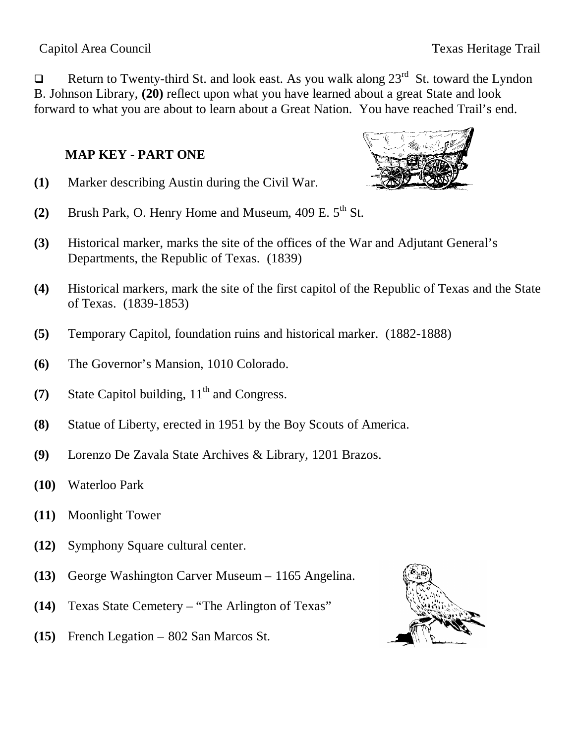- [ ] Return to Twenty-third St. and look east. As you walk along 23rd St. toward the Lyndon B. Johnson Library, **(20)** reflect upon what you have learned about a great State and look forward to what you are about to learn about a Great Nation. You have reached Trail's end.

### MAP KEY - PART ONE

**(1)** Marker describing Austin during the Civil War.

**(2)** Brush Park, O. Henry Home and Museum, 409 E. 5th St.

**(3)** Historical marker, marks the site of the offices of the War and Adjutant General's Departments, the Republic of Texas. (1839)

**(4)** Historical markers, mark the site of the first capitol of the Republic of Texas and the State of Texas. (1839-1853)

**(5)** Temporary Capitol, foundation ruins and historical marker. (1882-1888)

**(6)** The Governor's Mansion, 1010 Colorado.

**(7)** State Capitol building, 11th and Congress.

**(8)** Statue of Liberty, erected in 1951 by the Boy Scouts of America.

**(9)** Lorenzo De Zavala State Archives & Library, 1201 Brazos.

**(10)** Waterloo Park

**(11)** Moonlight Tower

**(12)** Symphony Square cultural center.

**(13)** George Washington Carver Museum – 1165 Angelina.

**(14)** Texas State Cemetery – "The Arlington of Texas"

**(15)** French Legation – 802 San Marcos St.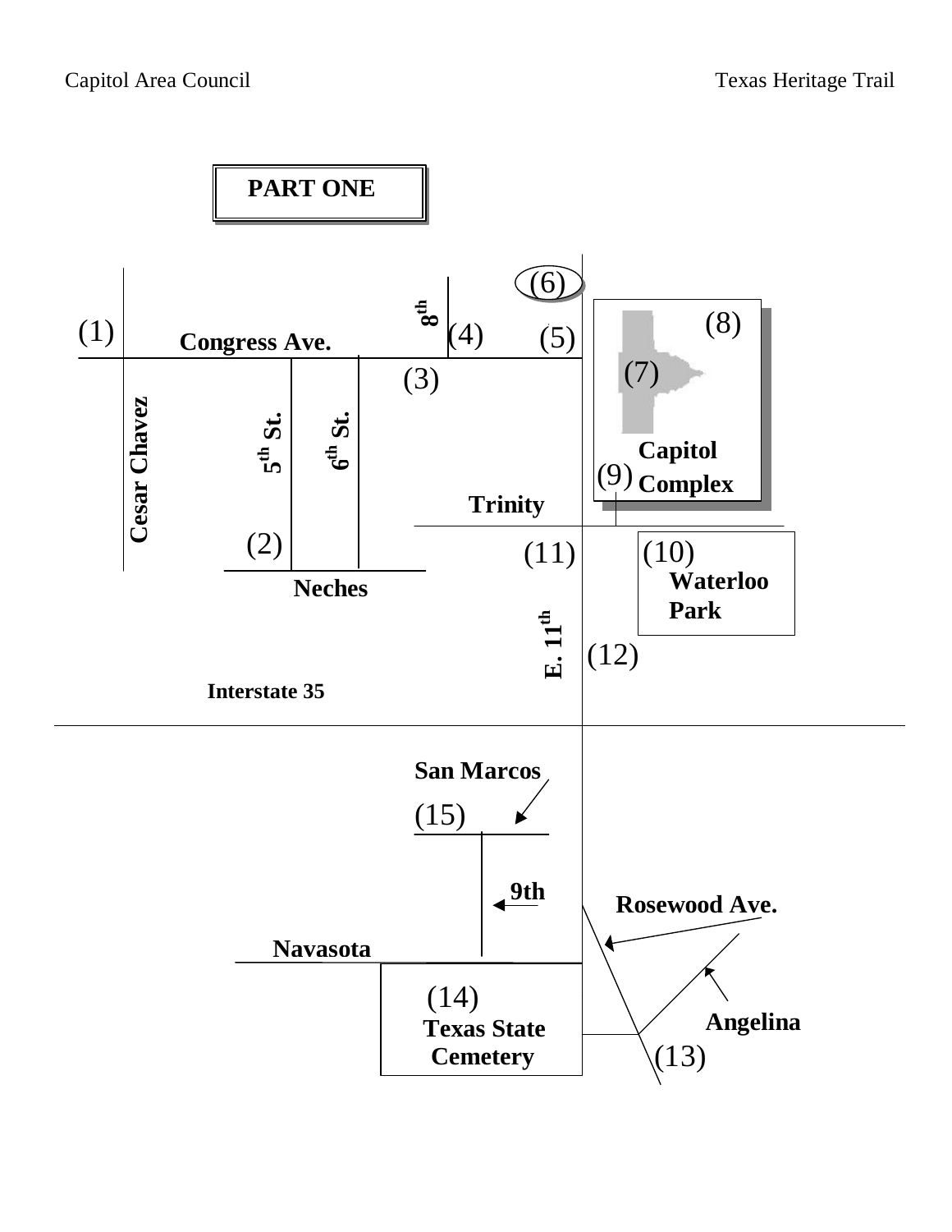**PART ONE**

(1) Congress Ave.

Cesar Chavez

5th St.

6th St.

8th

(2)

(3)

(4)

(5)

(6)

(7)

(8)

Capitol Complex

(9)

Trinity

Neches

(10) Waterloo Park

(11)

E. 11th

(12)

Interstate 35

San Marcos

(15)

9th

Rosewood Ave.

Navasota

(14) Texas State Cemetery

Angelina

(13)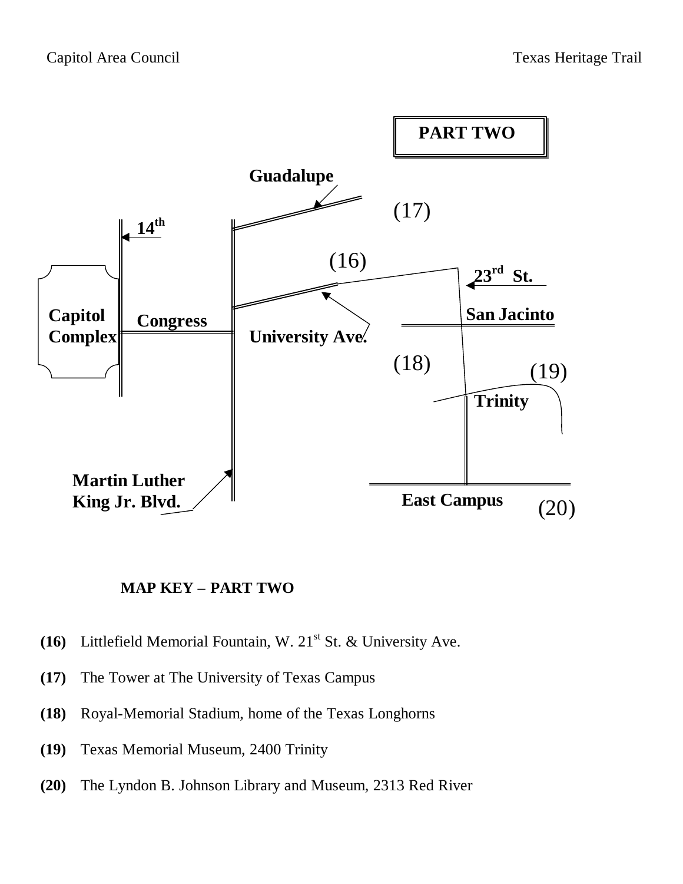**PART TWO**

Guadalupe

(17)

14th

(16)

23rd St.

Capitol Complex

Congress

University Ave.

San Jacinto

(18)

(19)

Trinity

Martin Luther King Jr. Blvd.

East Campus

(20)

**MAP KEY – PART TWO**

**(16)** Littlefield Memorial Fountain, W. 21st St. & University Ave.

**(17)** The Tower at The University of Texas Campus

**(18)** Royal-Memorial Stadium, home of the Texas Longhorns

**(19)** Texas Memorial Museum, 2400 Trinity

**(20)** The Lyndon B. Johnson Library and Museum, 2313 Red River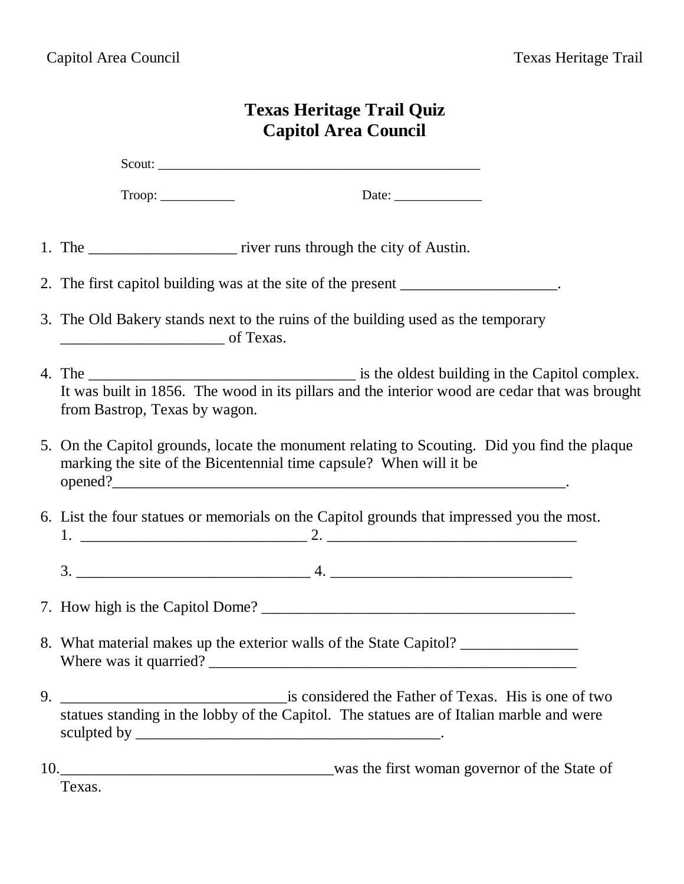# Texas Heritage Trail Quiz
# Capitol Area Council

Scout: ______________________________________________

Troop: ___________ Date: _____________

1. The ___________________ river runs through the city of Austin.

2. The first capitol building was at the site of the present ____________________.

3. The Old Bakery stands next to the ruins of the building used as the temporary _____________________ of Texas.

4. The __________________________________ is the oldest building in the Capitol complex. It was built in 1856. The wood in its pillars and the interior wood are cedar that was brought from Bastrop, Texas by wagon.

5. On the Capitol grounds, locate the monument relating to Scouting. Did you find the plaque marking the site of the Bicentennial time capsule? When will it be opened?______________________________________________________________.

6. List the four statues or memorials on the Capitol grounds that impressed you the most.
   1. _____________________________ 2. ________________________________
   3. ______________________________ 4. _______________________________

7. How high is the Capitol Dome? _________________________________________

8. What material makes up the exterior walls of the State Capitol? _______________
   Where was it quarried? __________________________________________________

9. _____________________________is considered the Father of Texas. His is one of two statues standing in the lobby of the Capitol. The statues are of Italian marble and were sculpted by _______________________________________.

10. ___________________________________was the first woman governor of the State of Texas.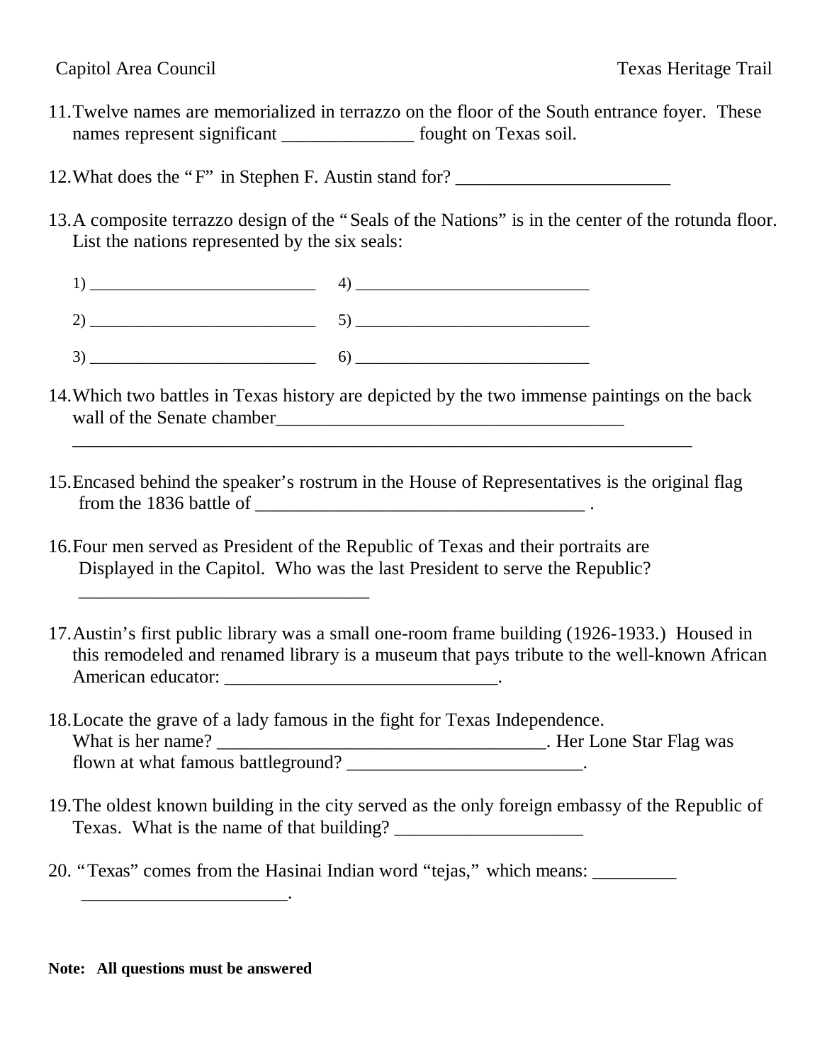11. Twelve names are memorialized in terrazzo on the floor of the South entrance foyer. These names represent significant ______________ fought on Texas soil.

12. What does the "F" in Stephen F. Austin stand for? _______________________

13. A composite terrazzo design of the "Seals of the Nations" is in the center of the rotunda floor. List the nations represented by the six seals:

    1) ___________________________ 4) ___________________________

    2) ___________________________ 5) ___________________________

    3) ___________________________ 6) ___________________________

14. Which two battles in Texas history are depicted by the two immense paintings on the back wall of the Senate chamber______________________________________

    ____________________________________________________________________

15. Encased behind the speaker's rostrum in the House of Representatives is the original flag from the 1836 battle of ____________________________________ .

16. Four men served as President of the Republic of Texas and their portraits are Displayed in the Capitol. Who was the last President to serve the Republic?

    ______________________________

17. Austin's first public library was a small one-room frame building (1926-1933.) Housed in this remodeled and renamed library is a museum that pays tribute to the well-known African American educator: _____________________________.

18. Locate the grave of a lady famous in the fight for Texas Independence. What is her name? ____________________________________. Her Lone Star Flag was flown at what famous battleground? _________________________.

19. The oldest known building in the city served as the only foreign embassy of the Republic of Texas. What is the name of that building? ____________________

20. "Texas" comes from the Hasinai Indian word "tejas," which means: _________ ______________________.

**Note: All questions must be answered**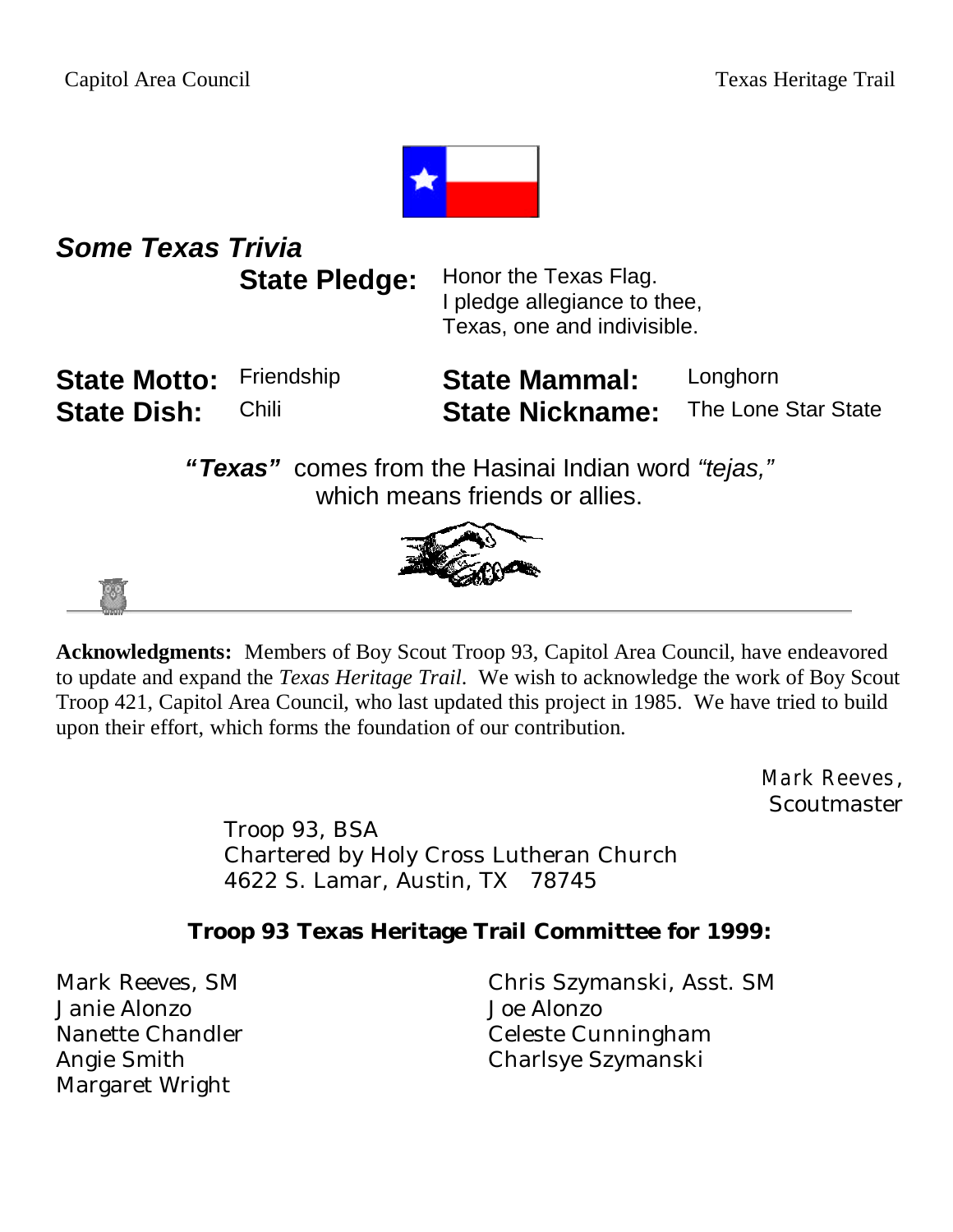## *Some Texas Trivia*

**State Pledge:** Honor the Texas Flag.
I pledge allegiance to thee,
Texas, one and indivisible.

**State Motto:** Friendship

**State Dish:** Chili

**State Mammal:** Longhorn

**State Nickname:** The Lone Star State

***"Texas"*** comes from the Hasinai Indian word *"tejas,"* which means friends or allies.

---

**Acknowledgments:** Members of Boy Scout Troop 93, Capitol Area Council, have endeavored to update and expand the *Texas Heritage Trail*. We wish to acknowledge the work of Boy Scout Troop 421, Capitol Area Council, who last updated this project in 1985. We have tried to build upon their effort, which forms the foundation of our contribution.

Mark Reeves,
Scoutmaster

Troop 93, BSA
Chartered by Holy Cross Lutheran Church
4622 S. Lamar, Austin, TX 78745

**Troop 93 Texas Heritage Trail Committee for 1999:**

Mark Reeves, SM
Janie Alonzo
Nanette Chandler
Angie Smith
Margaret Wright
Chris Szymanski, Asst. SM
Joe Alonzo
Celeste Cunningham
Charlsye Szymanski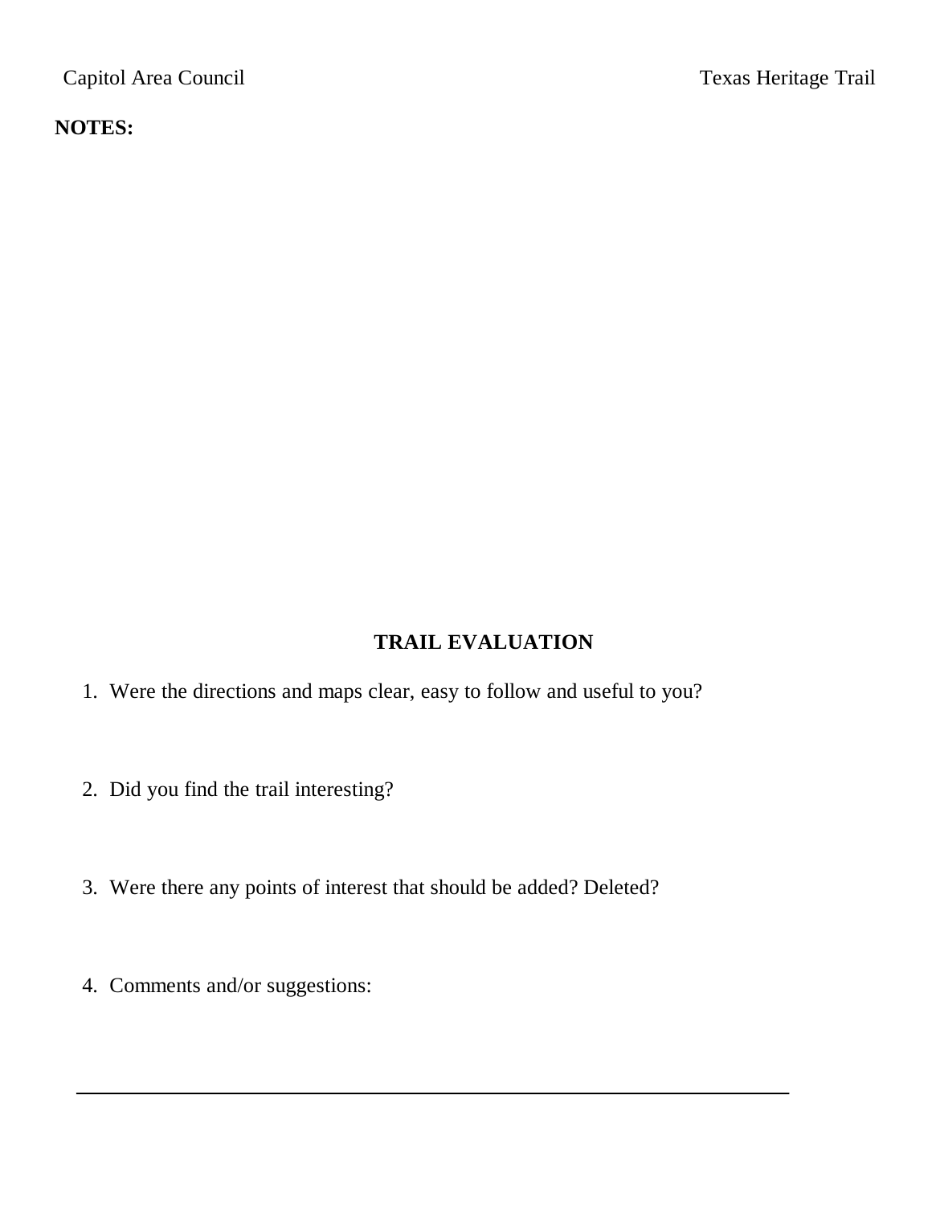**NOTES:**

## TRAIL EVALUATION

1. Were the directions and maps clear, easy to follow and useful to you?

2. Did you find the trail interesting?

3. Were there any points of interest that should be added? Deleted?

4. Comments and/or suggestions: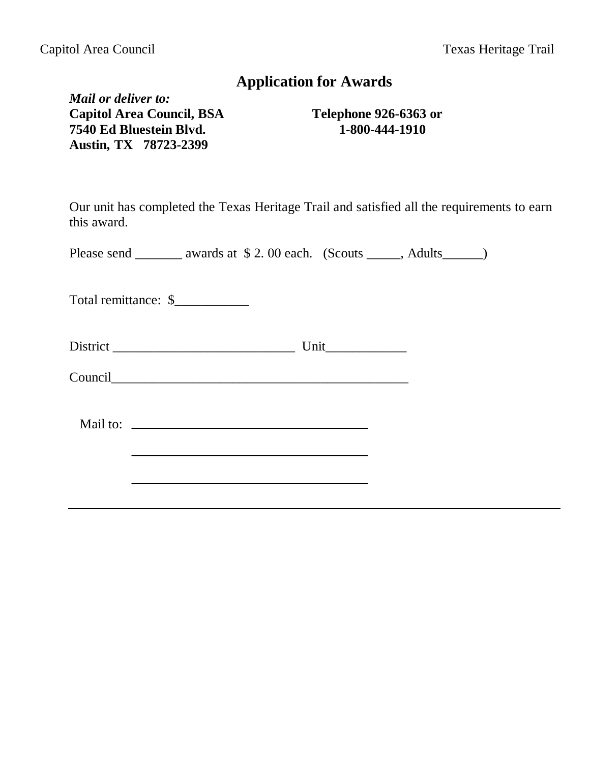# Application for Awards

***Mail or deliver to:***
**Capitol Area Council, BSA**
**7540 Ed Bluestein Blvd.**
**Austin, TX 78723-2399**

**Telephone 926-6363 or**
**1-800-444-1910**

Our unit has completed the Texas Heritage Trail and satisfied all the requirements to earn this award.

Please send _______ awards at $ 2. 00 each. (Scouts _____, Adults______)

Total remittance: $___________

District ___________________________ Unit____________

Council_____________________________________________

Mail to: ___________________________________

___________________________________

___________________________________

---